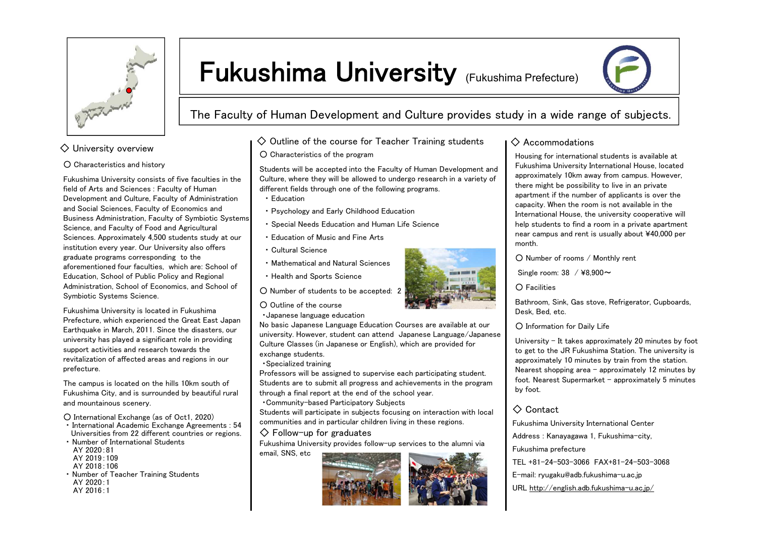# Fukushima University (Fukushima Prefecture)

The Faculty of Human Development and Culture provides study in a wide range of subjects.

## ◇ University overview

○ Characteristics and history

Fukushima University consists of five faculties in the field of Arts and Sciences : Faculty of Human Development and Culture, Faculty of Administration and Social Sciences, Faculty of Economics and Business Administration, Faculty of Symbiotic Systems Science, and Faculty of Food and Agricultural Sciences. Approximately 4,500 students study at our institution every year. Our University also offers graduate programs corresponding to the aforementioned four faculties, which are: School of Education, School of Public Policy and Regional Administration, School of Economics, and School of Symbiotic Systems Science.

Fukushima University is located in Fukushima Prefecture, which experienced the Great East Japan Earthquake in March, 2011. Since the disasters, our university has played a significant role in providing support activities and research towards the revitalization of affected areas and regions in our prefecture.

The campus is located on the hills 10km south of Fukushima City, and is surrounded by beautiful rural and mountainous scenery.

○ International Exchange (as of Oct1, 2020)

- International Academic Exchange Agreements : 54 Universities from 22 different countries or regions.
- Number of International Students
  - AY 2020 : 81
  - AY 2019 : 109
  - AY 2018 : 106
- Number of Teacher Training Students
  - AY 2020 : 1
  - AY 2016 : 1

## ◇ Outline of the course for Teacher Training students

○ Characteristics of the program

Students will be accepted into the Faculty of Human Development and Culture, where they will be allowed to undergo research in a variety of different fields through one of the following programs.

- Education
- Psychology and Early Childhood Education
- Special Needs Education and Human Life Science
- Education of Music and Fine Arts
- Cultural Science
- Mathematical and Natural Sciences
- Health and Sports Science

○ Number of students to be accepted: 2

○ Outline of the course

・Japanese language education

No basic Japanese Language Education Courses are available at our university. However, student can attend Japanese Language/Japanese Culture Classes (in Japanese or English), which are provided for exchange students.

・Specialized training

Professors will be assigned to supervise each participating student. Students are to submit all progress and achievements in the program through a final report at the end of the school year.

・Community-based Participatory Subjects

Students will participate in subjects focusing on interaction with local communities and in particular children living in these regions.

## ◇ Follow-up for graduates

Fukushima University provides follow-up services to the alumni via email, SNS, etc

## ◇ Accommodations

Housing for international students is available at Fukushima University International House, located approximately 10km away from campus. However, there might be possibility to live in an private apartment if the number of applicants is over the capacity. When the room is not available in the International House, the university cooperative will help students to find a room in a private apartment near campus and rent is usually about ¥40,000 per month.

○ Number of rooms / Monthly rent

Single room: 38 / ¥8,900～

○ Facilities

Bathroom, Sink, Gas stove, Refrigerator, Cupboards, Desk, Bed, etc.

○ Information for Daily Life

University – It takes approximately 20 minutes by foot to get to the JR Fukushima Station. The university is approximately 10 minutes by train from the station. Nearest shopping area – approximately 12 minutes by foot. Nearest Supermarket – approximately 5 minutes by foot.

## ◇ Contact

Fukushima University International Center

Address : Kanayagawa 1, Fukushima-city, Fukushima prefecture

TEL +81-24-503-3066 FAX+81-24-503-3068

E-mail: ryugaku@adb.fukushima-u.ac.jp

URL http://english.adb.fukushima-u.ac.jp/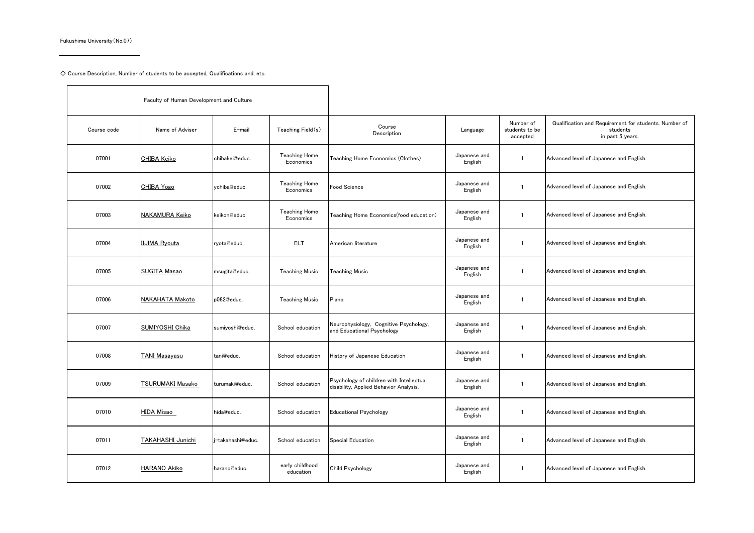Fukushima University(No.07)

◇ Course Description, Number of students to be accepted, Qualifications and, etc.

| Faculty of Human Development and Culture | | | | | | | |
|---|---|---|---|---|---|---|---|
| Course code | Name of Adviser | E-mail | Teaching Field(s) | Course Description | Language | Number of students to be accepted | Qualification and Requirement for students. Number of students in past 5 years. |
| 07001 | CHIBA Keiko | chibakei@educ. | Teaching Home Economics | Teaching Home Economics (Clothes) | Japanese and English | 1 | Advanced level of Japanese and English. |
| 07002 | CHIBA Yogo | ychiba@educ. | Teaching Home Economics | Food Science | Japanese and English | 1 | Advanced level of Japanese and English. |
| 07003 | NAKAMURA Keiko | keikon@educ. | Teaching Home Economics | Teaching Home Economics(food education) | Japanese and English | 1 | Advanced level of Japanese and English. |
| 07004 | IIJIMA Ryouta | ryota@educ. | ELT | American literature | Japanese and English | 1 | Advanced level of Japanese and English. |
| 07005 | SUGITA Masao | msugita@educ. | Teaching Music | Teaching Music | Japanese and English | 1 | Advanced level of Japanese and English. |
| 07006 | NAKAHATA Makoto | p082@educ. | Teaching Music | Piano | Japanese and English | 1 | Advanced level of Japanese and English. |
| 07007 | SUMIYOSHI Chika | sumiyoshi@educ. | School education | Neurophysiology, Cognitive Psychology, and Educational Psychology | Japanese and English | 1 | Advanced level of Japanese and English. |
| 07008 | TANI Masayasu | tani@educ. | School education | History of Japanese Education | Japanese and English | 1 | Advanced level of Japanese and English. |
| 07009 | TSURUMAKI Masako | turumaki@educ. | School education | Psychology of children with Intellectual disability, Applied Behavior Analysis. | Japanese and English | 1 | Advanced level of Japanese and English. |
| 07010 | HIDA Misao | hida@educ. | School education | Educational Psychology | Japanese and English | 1 | Advanced level of Japanese and English. |
| 07011 | TAKAHASHI Junichi | j-takahashi@educ. | School education | Special Education | Japanese and English | 1 | Advanced level of Japanese and English. |
| 07012 | HARANO Akiko | harano@educ. | early childhood education | Child Psychology | Japanese and English | 1 | Advanced level of Japanese and English. |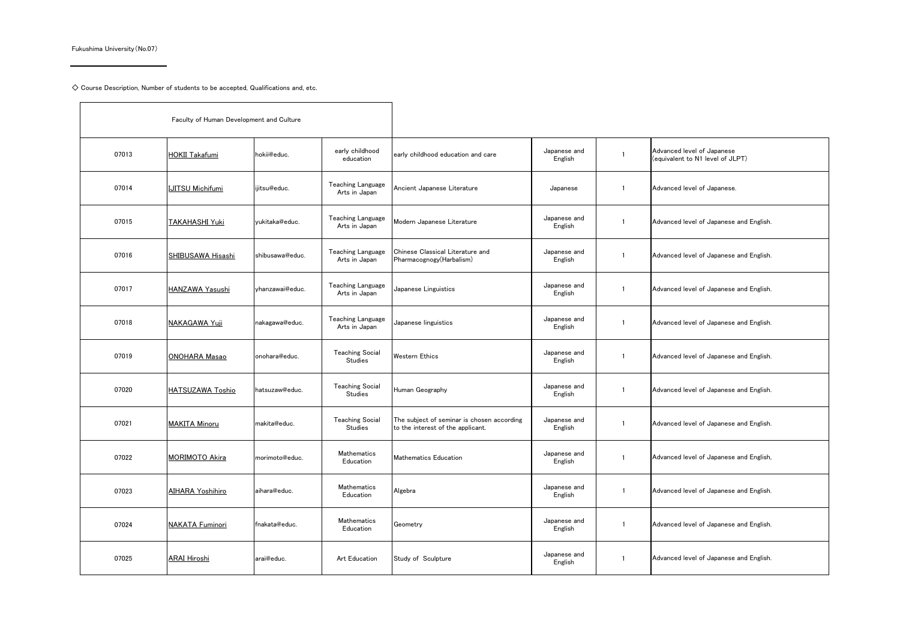Fukushima University（No.07）

◇ Course Description, Number of students to be accepted, Qualifications and, etc.

| Faculty of Human Development and Culture | | | | | | | |
|---|---|---|---|---|---|---|---|
| 07013 | HOKII Takafumi | hokii@educ. | early childhood education | early childhood education and care | Japanese and English | 1 | Advanced level of Japanese (equivalent to N1 level of JLPT) |
| 07014 | IJITSU Michifumi | ijitsu@educ. | Teaching Language Arts in Japan | Ancient Japanese Literature | Japanese | 1 | Advanced level of Japanese. |
| 07015 | TAKAHASHI Yuki | yukitaka@educ. | Teaching Language Arts in Japan | Modern Japanese Literature | Japanese and English | 1 | Advanced level of Japanese and English. |
| 07016 | SHIBUSAWA Hisashi | shibusawa@educ. | Teaching Language Arts in Japan | Chinese Classical Literature and Pharmacognogy(Harbalism) | Japanese and English | 1 | Advanced level of Japanese and English. |
| 07017 | HANZAWA Yasushi | yhanzawai@educ. | Teaching Language Arts in Japan | Japanese Linguistics | Japanese and English | 1 | Advanced level of Japanese and English. |
| 07018 | NAKAGAWA Yuji | nakagawa@educ. | Teaching Language Arts in Japan | Japanese linguistics | Japanese and English | 1 | Advanced level of Japanese and English. |
| 07019 | ONOHARA Masao | onohara@educ. | Teaching Social Studies | Western Ethics | Japanese and English | 1 | Advanced level of Japanese and English. |
| 07020 | HATSUZAWA Toshio | hatsuzaw@educ. | Teaching Social Studies | Human Geography | Japanese and English | 1 | Advanced level of Japanese and English. |
| 07021 | MAKITA Minoru | makita@educ. | Teaching Social Studies | The subject of seminar is chosen according to the interest of the applicant. | Japanese and English | 1 | Advanced level of Japanese and English. |
| 07022 | MORIMOTO Akira | morimoto@educ. | Mathematics Education | Mathematics Education | Japanese and English | 1 | Advanced level of Japanese and English, |
| 07023 | AIHARA Yoshihiro | aihara@educ. | Mathematics Education | Algebra | Japanese and English | 1 | Advanced level of Japanese and English. |
| 07024 | NAKATA Fuminori | fnakata@educ. | Mathematics Education | Geometry | Japanese and English | 1 | Advanced level of Japanese and English. |
| 07025 | ARAI Hiroshi | arai@educ. | Art Education | Study of Sculpture | Japanese and English | 1 | Advanced level of Japanese and English. |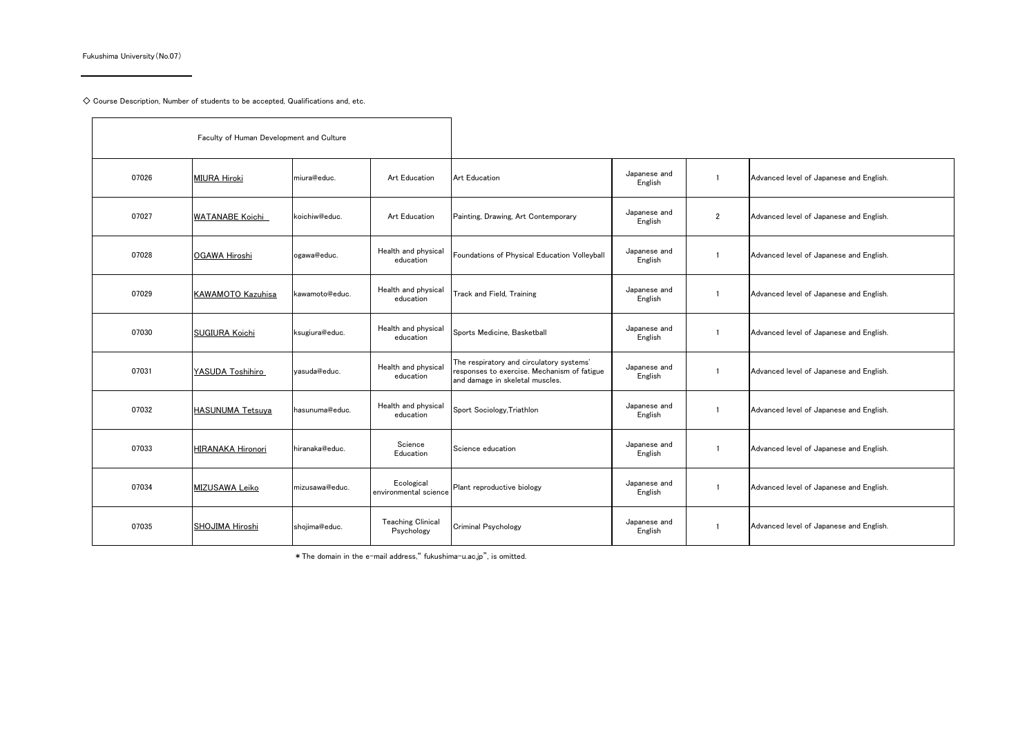Fukushima University(No.07)

◇ Course Description, Number of students to be accepted, Qualifications and, etc.

| Faculty of Human Development and Culture | | | | | | | |
|---|---|---|---|---|---|---|---|
| 07026 | MIURA Hiroki | miura@educ. | Art Education | Art Education | Japanese and English | 1 | Advanced level of Japanese and English. |
| 07027 | WATANABE Koichi | koichiw@educ. | Art Education | Painting, Drawing, Art Contemporary | Japanese and English | 2 | Advanced level of Japanese and English. |
| 07028 | OGAWA Hiroshi | ogawa@educ. | Health and physical education | Foundations of Physical Education Volleyball | Japanese and English | 1 | Advanced level of Japanese and English. |
| 07029 | KAWAMOTO Kazuhisa | kawamoto@educ. | Health and physical education | Track and Field, Training | Japanese and English | 1 | Advanced level of Japanese and English. |
| 07030 | SUGIURA Koichi | ksugiura@educ. | Health and physical education | Sports Medicine, Basketball | Japanese and English | 1 | Advanced level of Japanese and English. |
| 07031 | YASUDA Toshihiro | yasuda@educ. | Health and physical education | The respiratory and circulatory systems' responses to exercise. Mechanism of fatigue and damage in skeletal muscles. | Japanese and English | 1 | Advanced level of Japanese and English. |
| 07032 | HASUNUMA Tetsuya | hasunuma@educ. | Health and physical education | Sport Sociology,Triathlon | Japanese and English | 1 | Advanced level of Japanese and English. |
| 07033 | HIRANAKA Hironori | hiranaka@educ. | Science Education | Science education | Japanese and English | 1 | Advanced level of Japanese and English. |
| 07034 | MIZUSAWA Leiko | mizusawa@educ. | Ecological environmental science | Plant reproductive biology | Japanese and English | 1 | Advanced level of Japanese and English. |
| 07035 | SHOJIMA Hiroshi | shojima@educ. | Teaching Clinical Psychology | Criminal Psychology | Japanese and English | 1 | Advanced level of Japanese and English. |

＊The domain in the e-mail address," fukushima-u.ac.jp", is omitted.